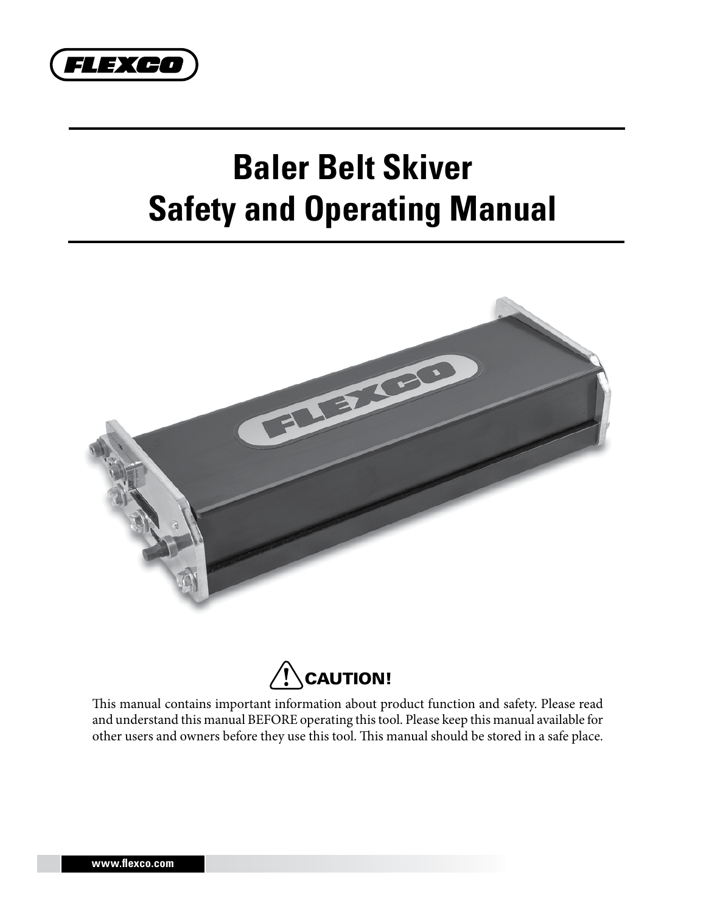FLEXCO

# Baler Belt Skiver
# Safety and Operating Manual

**⚠ CAUTION!**

This manual contains important information about product function and safety. Please read and understand this manual BEFORE operating this tool. Please keep this manual available for other users and owners before they use this tool. This manual should be stored in a safe place.

www.flexco.com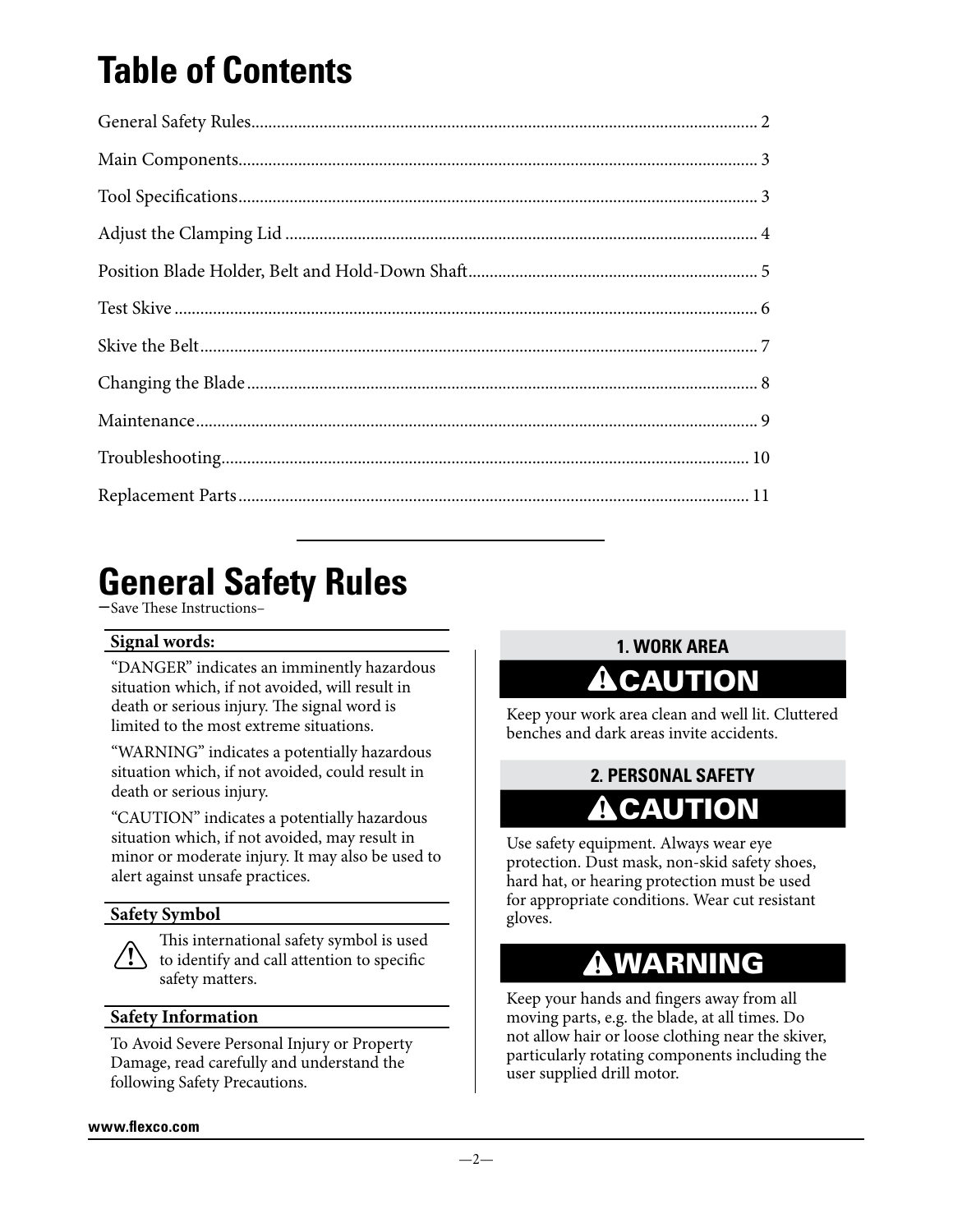# Table of Contents

| | |
|---|---|
| General Safety Rules | 2 |
| Main Components | 3 |
| Tool Specifications | 3 |
| Adjust the Clamping Lid | 4 |
| Position Blade Holder, Belt and Hold-Down Shaft | 5 |
| Test Skive | 6 |
| Skive the Belt | 7 |
| Changing the Blade | 8 |
| Maintenance | 9 |
| Troubleshooting | 10 |
| Replacement Parts | 11 |

# General Safety Rules

–Save These Instructions–

**Signal words:**

"DANGER" indicates an imminently hazardous situation which, if not avoided, will result in death or serious injury. The signal word is limited to the most extreme situations.

"WARNING" indicates a potentially hazardous situation which, if not avoided, could result in death or serious injury.

"CAUTION" indicates a potentially hazardous situation which, if not avoided, may result in minor or moderate injury. It may also be used to alert against unsafe practices.

**Safety Symbol**

⚠ This international safety symbol is used to identify and call attention to specific safety matters.

**Safety Information**

To Avoid Severe Personal Injury or Property Damage, read carefully and understand the following Safety Precautions.

### 1. WORK AREA

**⚠CAUTION**

Keep your work area clean and well lit. Cluttered benches and dark areas invite accidents.

### 2. PERSONAL SAFETY

**⚠CAUTION**

Use safety equipment. Always wear eye protection. Dust mask, non-skid safety shoes, hard hat, or hearing protection must be used for appropriate conditions. Wear cut resistant gloves.

**⚠WARNING**

Keep your hands and fingers away from all moving parts, e.g. the blade, at all times. Do not allow hair or loose clothing near the skiver, particularly rotating components including the user supplied drill motor.

www.flexco.com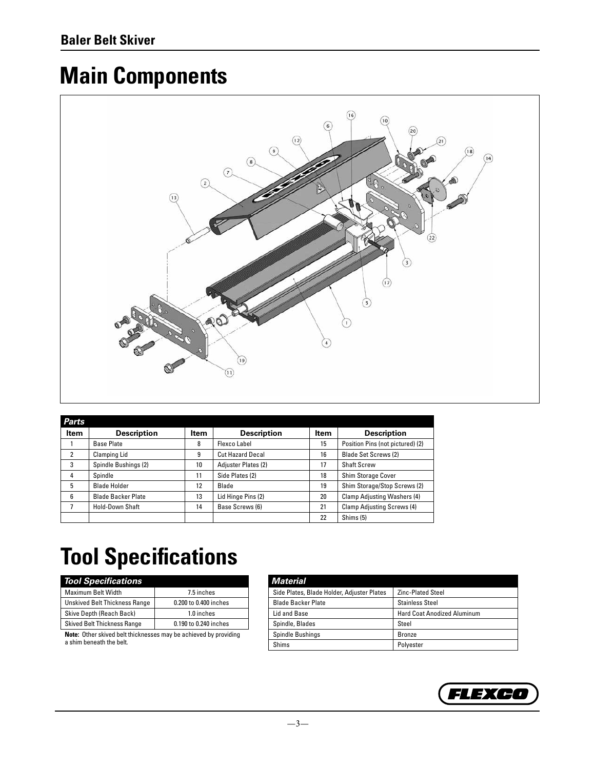# Main Components

| *Parts* | | | | | |
|---|---|---|---|---|---|
| **Item** | **Description** | **Item** | **Description** | **Item** | **Description** |
| 1 | Base Plate | 8 | Flexco Label | 15 | Position Pins (not pictured) (2) |
| 2 | Clamping Lid | 9 | Cut Hazard Decal | 16 | Blade Set Screws (2) |
| 3 | Spindle Bushings (2) | 10 | Adjuster Plates (2) | 17 | Shaft Screw |
| 4 | Spindle | 11 | Side Plates (2) | 18 | Shim Storage Cover |
| 5 | Blade Holder | 12 | Blade | 19 | Shim Storage/Stop Screws (2) |
| 6 | Blade Backer Plate | 13 | Lid Hinge Pins (2) | 20 | Clamp Adjusting Washers (4) |
| 7 | Hold-Down Shaft | 14 | Base Screws (6) | 21 | Clamp Adjusting Screws (4) |
| | | | | 22 | Shims (5) |

# Tool Specifications

| *Tool Specifications* | |
|---|---|
| Maximum Belt Width | 7.5 inches |
| Unskived Belt Thickness Range | 0.200 to 0.400 inches |
| Skive Depth (Reach Back) | 1.0 inches |
| Skived Belt Thickness Range | 0.190 to 0.240 inches |

**Note:** Other skived belt thicknesses may be achieved by providing a shim beneath the belt.

| *Material* | |
|---|---|
| Side Plates, Blade Holder, Adjuster Plates | Zinc-Plated Steel |
| Blade Backer Plate | Stainless Steel |
| Lid and Base | Hard Coat Anodized Aluminum |
| Spindle, Blades | Steel |
| Spindle Bushings | Bronze |
| Shims | Polyester |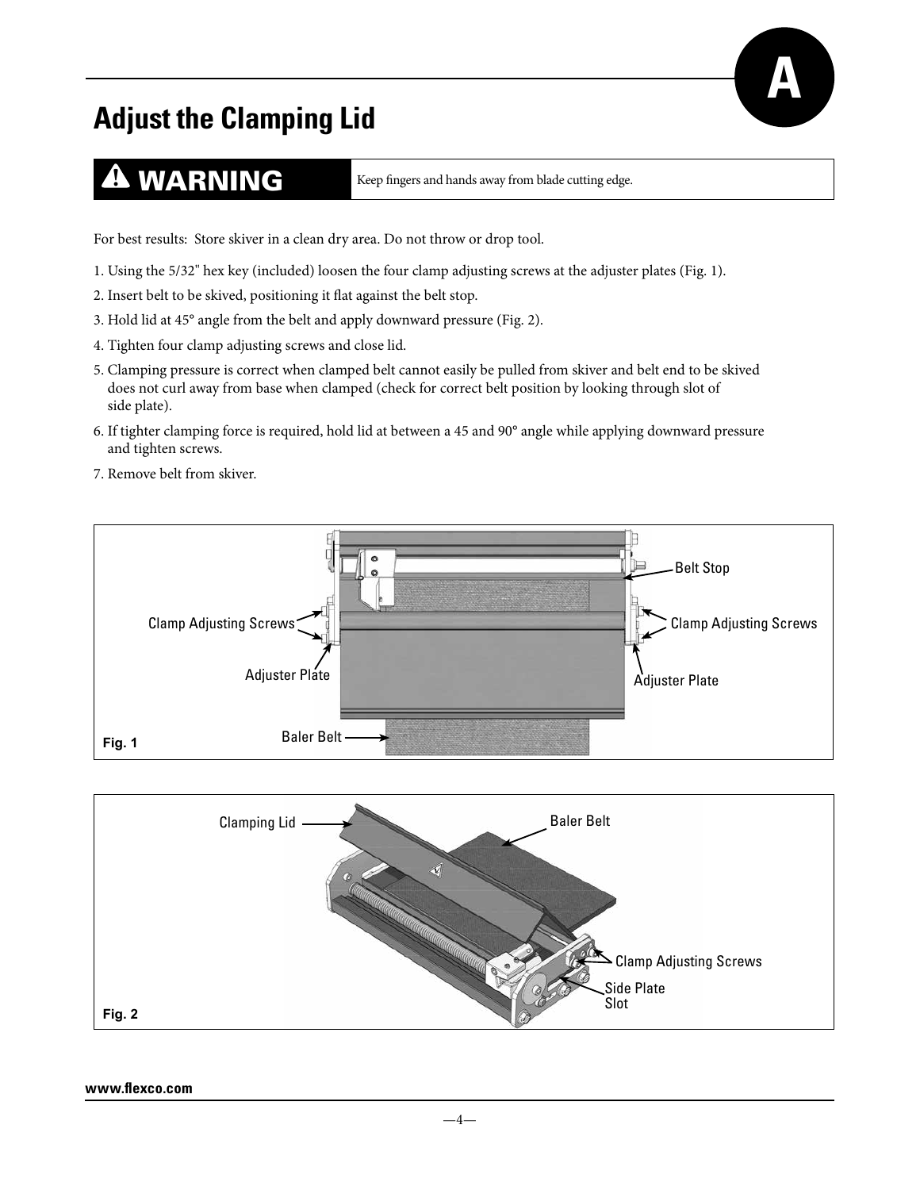# Adjust the Clamping Lid

**⚠ WARNING** Keep fingers and hands away from blade cutting edge.

For best results: Store skiver in a clean dry area. Do not throw or drop tool.

1. Using the 5/32" hex key (included) loosen the four clamp adjusting screws at the adjuster plates (Fig. 1).
2. Insert belt to be skived, positioning it flat against the belt stop.
3. Hold lid at 45° angle from the belt and apply downward pressure (Fig. 2).
4. Tighten four clamp adjusting screws and close lid.
5. Clamping pressure is correct when clamped belt cannot easily be pulled from skiver and belt end to be skived does not curl away from base when clamped (check for correct belt position by looking through slot of side plate).
6. If tighter clamping force is required, hold lid at between a 45 and 90° angle while applying downward pressure and tighten screws.
7. Remove belt from skiver.

Belt Stop
Clamp Adjusting Screws
Clamp Adjusting Screws
Adjuster Plate
Adjuster Plate
Baler Belt

**Fig. 1**

Clamping Lid
Baler Belt
Clamp Adjusting Screws
Side Plate Slot

**Fig. 2**

**www.flexco.com**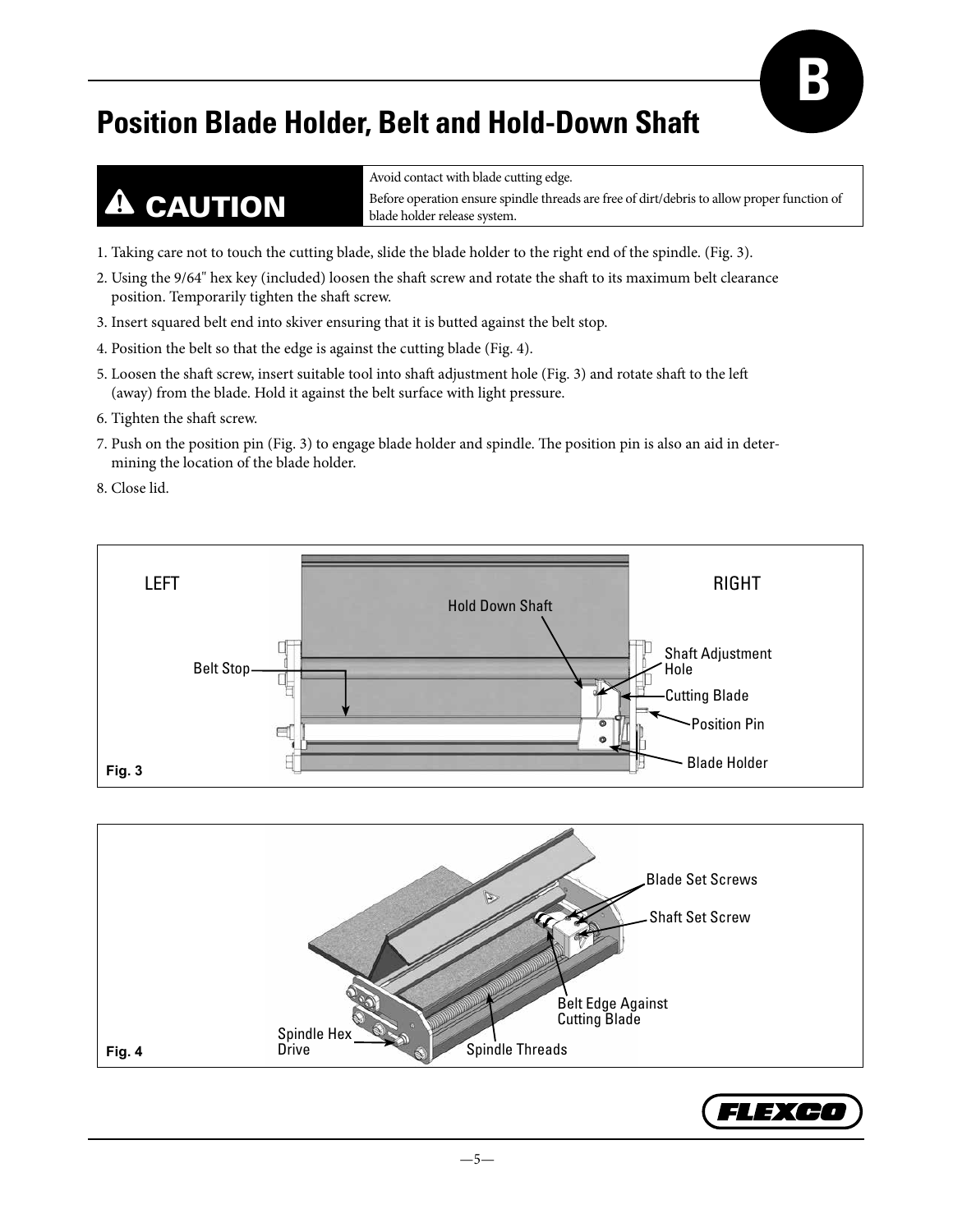# Position Blade Holder, Belt and Hold-Down Shaft

**⚠ CAUTION**

Avoid contact with blade cutting edge.

Before operation ensure spindle threads are free of dirt/debris to allow proper function of blade holder release system.

1. Taking care not to touch the cutting blade, slide the blade holder to the right end of the spindle. (Fig. 3).
2. Using the 9/64" hex key (included) loosen the shaft screw and rotate the shaft to its maximum belt clearance position. Temporarily tighten the shaft screw.
3. Insert squared belt end into skiver ensuring that it is butted against the belt stop.
4. Position the belt so that the edge is against the cutting blade (Fig. 4).
5. Loosen the shaft screw, insert suitable tool into shaft adjustment hole (Fig. 3) and rotate shaft to the left (away) from the blade. Hold it against the belt surface with light pressure.
6. Tighten the shaft screw.
7. Push on the position pin (Fig. 3) to engage blade holder and spindle. The position pin is also an aid in determining the location of the blade holder.
8. Close lid.

LEFT | RIGHT | Hold Down Shaft | Belt Stop | Shaft Adjustment Hole | Cutting Blade | Position Pin | Blade Holder

**Fig. 3**

Blade Set Screws | Shaft Set Screw | Belt Edge Against Cutting Blade | Spindle Hex Drive | Spindle Threads

**Fig. 4**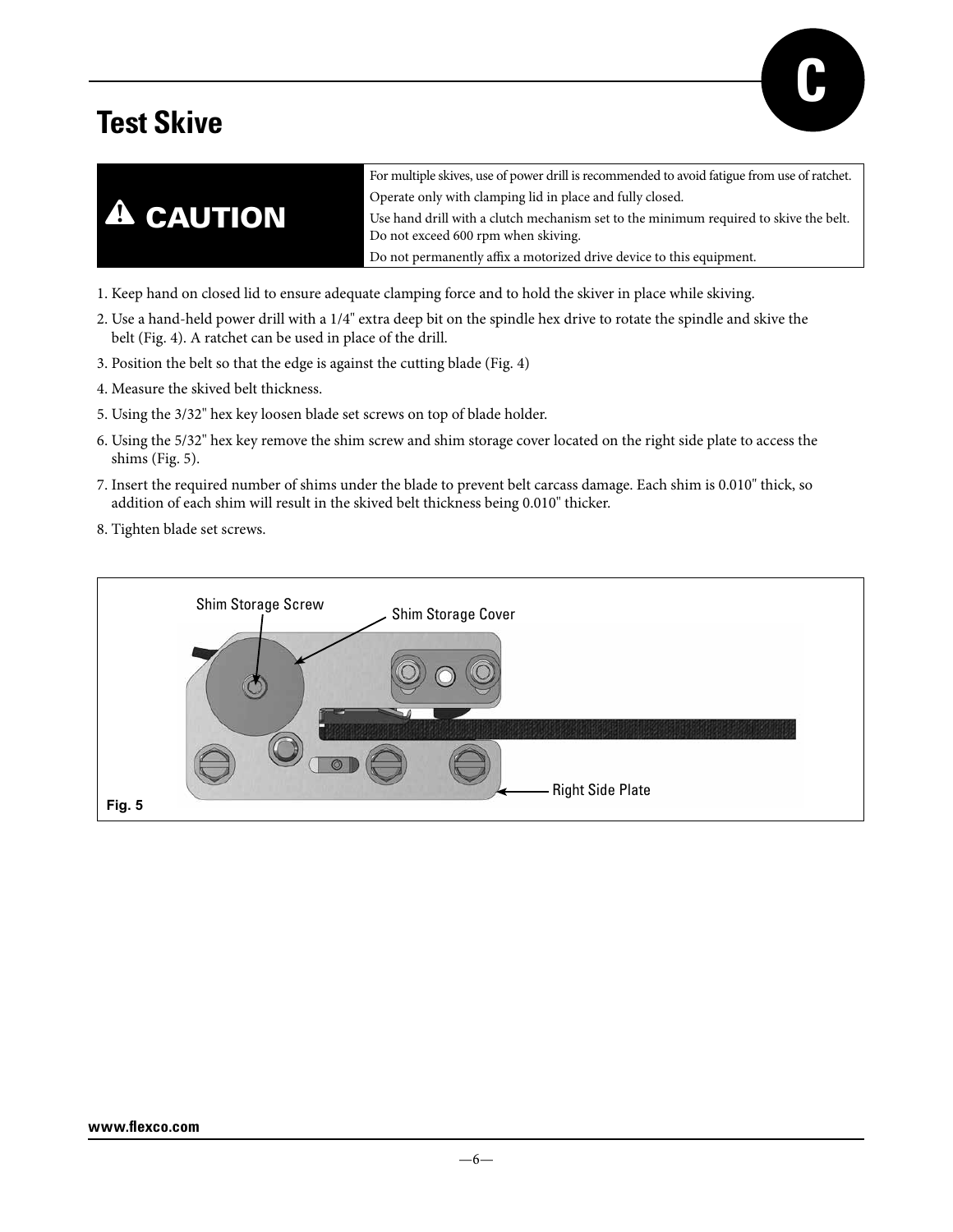# Test Skive

| ⚠ CAUTION | For multiple skives, use of power drill is recommended to avoid fatigue from use of ratchet. Operate only with clamping lid in place and fully closed. Use hand drill with a clutch mechanism set to the minimum required to skive the belt. Do not exceed 600 rpm when skiving. Do not permanently affix a motorized drive device to this equipment. |
|---|---|

1. Keep hand on closed lid to ensure adequate clamping force and to hold the skiver in place while skiving.
2. Use a hand-held power drill with a 1/4" extra deep bit on the spindle hex drive to rotate the spindle and skive the belt (Fig. 4). A ratchet can be used in place of the drill.
3. Position the belt so that the edge is against the cutting blade (Fig. 4)
4. Measure the skived belt thickness.
5. Using the 3/32" hex key loosen blade set screws on top of blade holder.
6. Using the 5/32" hex key remove the shim screw and shim storage cover located on the right side plate to access the shims (Fig. 5).
7. Insert the required number of shims under the blade to prevent belt carcass damage. Each shim is 0.010" thick, so addition of each shim will result in the skived belt thickness being 0.010" thicker.
8. Tighten blade set screws.

Shim Storage Screw

Shim Storage Cover

Right Side Plate

Fig. 5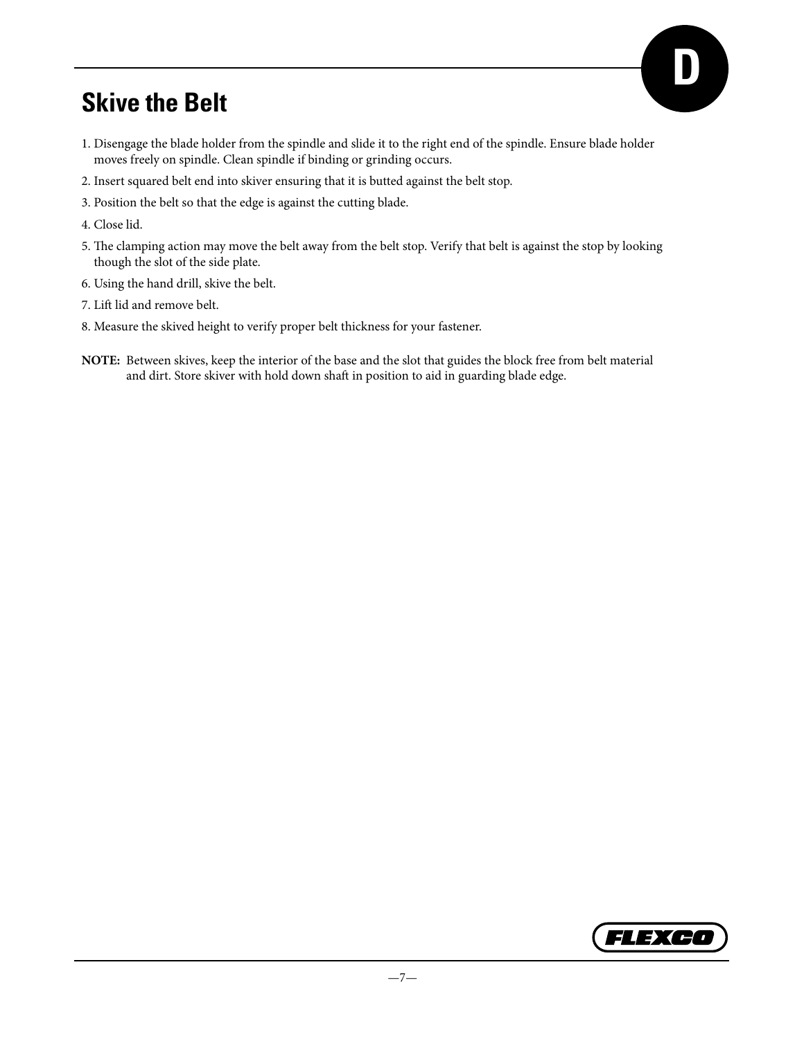## Skive the Belt

D

1. Disengage the blade holder from the spindle and slide it to the right end of the spindle. Ensure blade holder moves freely on spindle. Clean spindle if binding or grinding occurs.
2. Insert squared belt end into skiver ensuring that it is butted against the belt stop.
3. Position the belt so that the edge is against the cutting blade.
4. Close lid.
5. The clamping action may move the belt away from the belt stop. Verify that belt is against the stop by looking though the slot of the side plate.
6. Using the hand drill, skive the belt.
7. Lift lid and remove belt.
8. Measure the skived height to verify proper belt thickness for your fastener.

**NOTE:** Between skives, keep the interior of the base and the slot that guides the block free from belt material and dirt. Store skiver with hold down shaft in position to aid in guarding blade edge.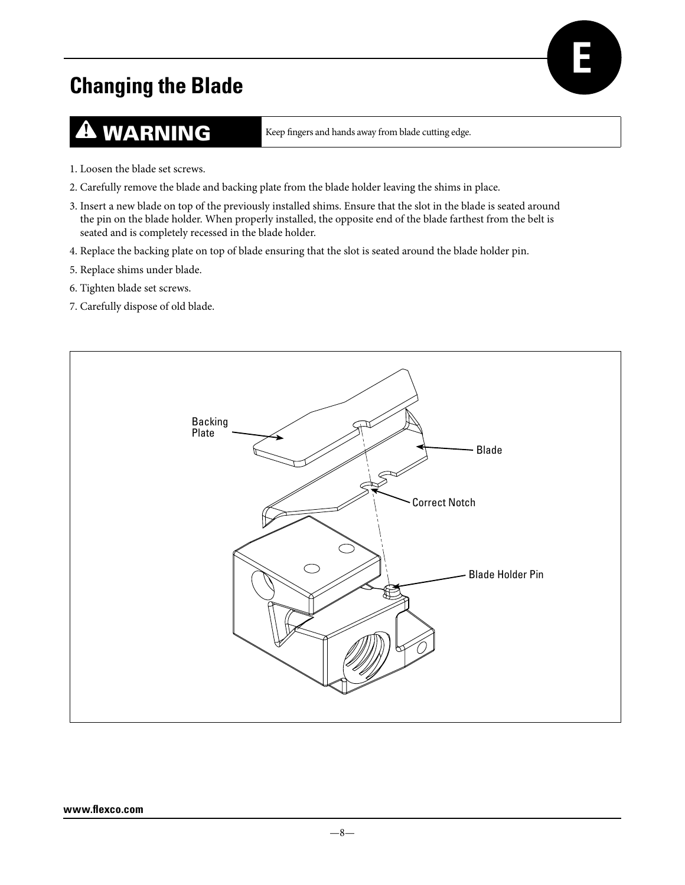# Changing the Blade

**⚠ WARNING** — Keep fingers and hands away from blade cutting edge.

1. Loosen the blade set screws.
2. Carefully remove the blade and backing plate from the blade holder leaving the shims in place.
3. Insert a new blade on top of the previously installed shims. Ensure that the slot in the blade is seated around the pin on the blade holder. When properly installed, the opposite end of the blade farthest from the belt is seated and is completely recessed in the blade holder.
4. Replace the backing plate on top of blade ensuring that the slot is seated around the blade holder pin.
5. Replace shims under blade.
6. Tighten blade set screws.
7. Carefully dispose of old blade.

Backing Plate

Blade

Correct Notch

Blade Holder Pin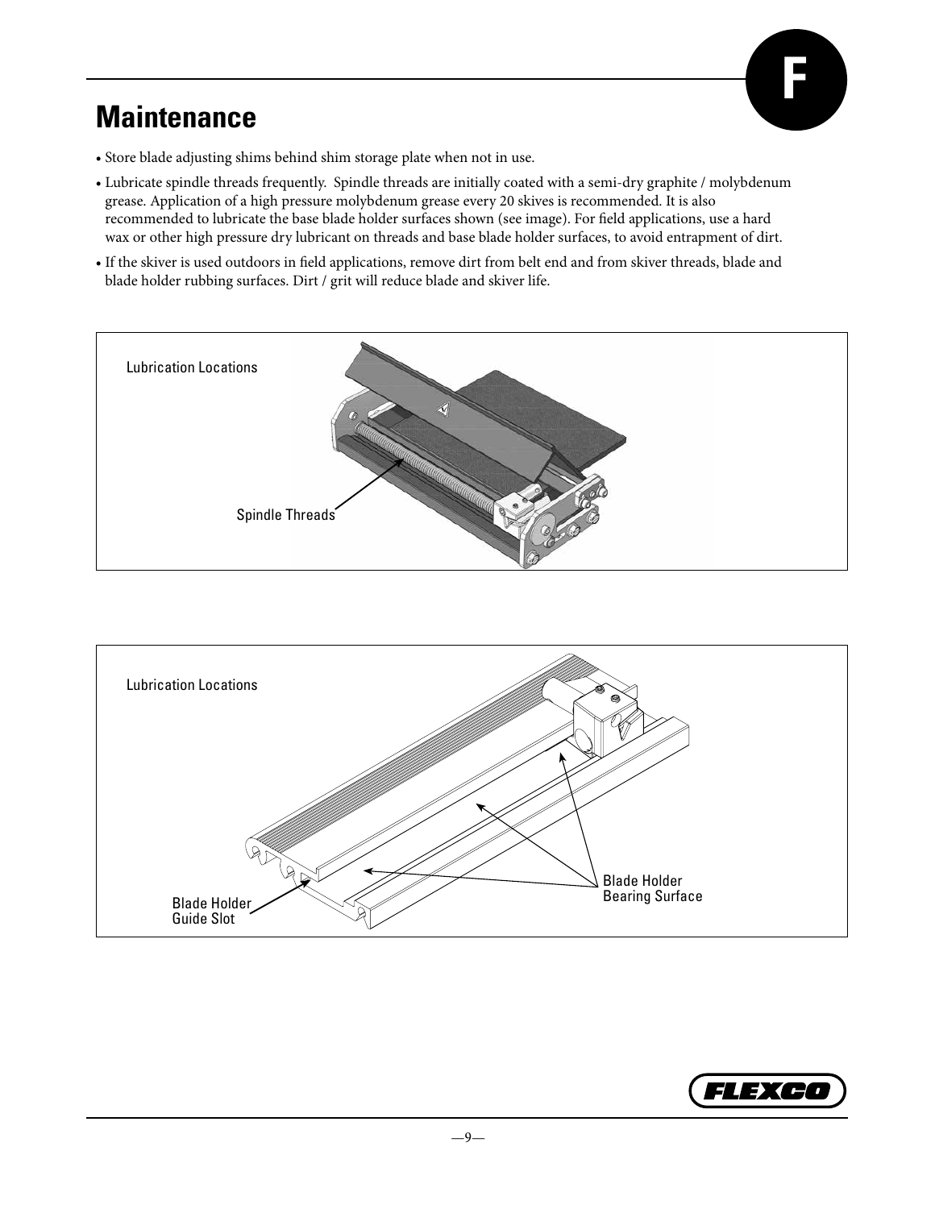## Maintenance

- Store blade adjusting shims behind shim storage plate when not in use.
- Lubricate spindle threads frequently. Spindle threads are initially coated with a semi-dry graphite / molybdenum grease. Application of a high pressure molybdenum grease every 20 skives is recommended. It is also recommended to lubricate the base blade holder surfaces shown (see image). For field applications, use a hard wax or other high pressure dry lubricant on threads and base blade holder surfaces, to avoid entrapment of dirt.
- If the skiver is used outdoors in field applications, remove dirt from belt end and from skiver threads, blade and blade holder rubbing surfaces. Dirt / grit will reduce blade and skiver life.

Lubrication Locations

Spindle Threads

Lubrication Locations

Blade Holder Guide Slot

Blade Holder Bearing Surface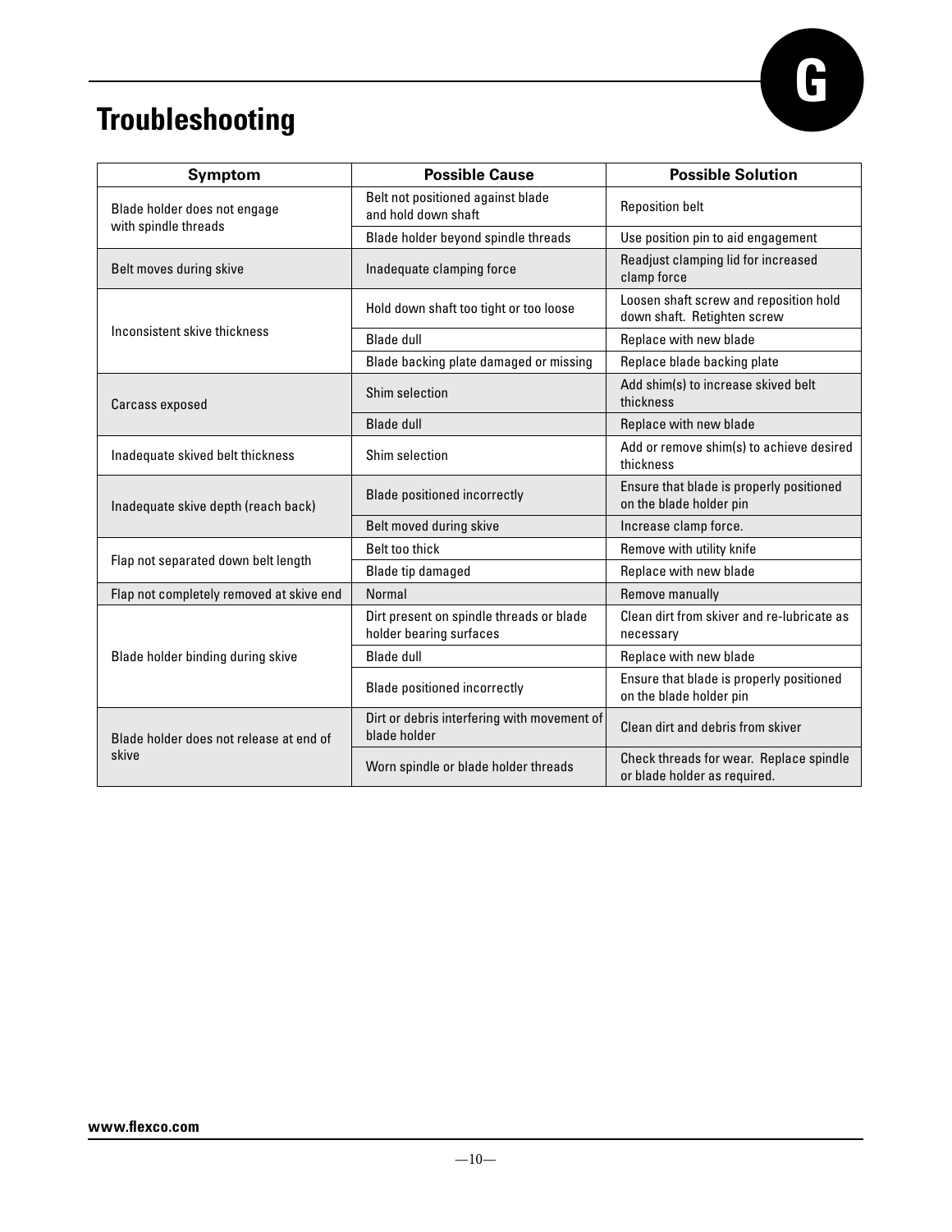# Troubleshooting

| Symptom | Possible Cause | Possible Solution |
|---|---|---|
| Blade holder does not engage with spindle threads | Belt not positioned against blade and hold down shaft | Reposition belt |
| | Blade holder beyond spindle threads | Use position pin to aid engagement |
| Belt moves during skive | Inadequate clamping force | Readjust clamping lid for increased clamp force |
| Inconsistent skive thickness | Hold down shaft too tight or too loose | Loosen shaft screw and reposition hold down shaft. Retighten screw |
| | Blade dull | Replace with new blade |
| | Blade backing plate damaged or missing | Replace blade backing plate |
| Carcass exposed | Shim selection | Add shim(s) to increase skived belt thickness |
| | Blade dull | Replace with new blade |
| Inadequate skived belt thickness | Shim selection | Add or remove shim(s) to achieve desired thickness |
| Inadequate skive depth (reach back) | Blade positioned incorrectly | Ensure that blade is properly positioned on the blade holder pin |
| | Belt moved during skive | Increase clamp force. |
| Flap not separated down belt length | Belt too thick | Remove with utility knife |
| | Blade tip damaged | Replace with new blade |
| Flap not completely removed at skive end | Normal | Remove manually |
| Blade holder binding during skive | Dirt present on spindle threads or blade holder bearing surfaces | Clean dirt from skiver and re-lubricate as necessary |
| | Blade dull | Replace with new blade |
| | Blade positioned incorrectly | Ensure that blade is properly positioned on the blade holder pin |
| Blade holder does not release at end of skive | Dirt or debris interfering with movement of blade holder | Clean dirt and debris from skiver |
| | Worn spindle or blade holder threads | Check threads for wear. Replace spindle or blade holder as required. |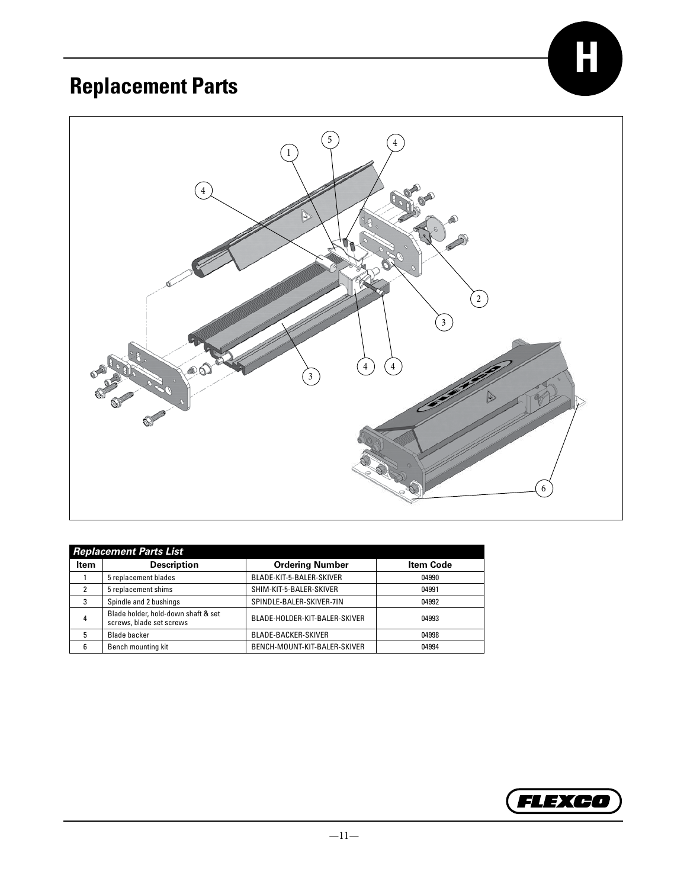## Replacement Parts

**Replacement Parts List**

| Item | Description | Ordering Number | Item Code |
|---|---|---|---|
| 1 | 5 replacement blades | BLADE-KIT-5-BALER-SKIVER | 04990 |
| 2 | 5 replacement shims | SHIM-KIT-5-BALER-SKIVER | 04991 |
| 3 | Spindle and 2 bushings | SPINDLE-BALER-SKIVER-7IN | 04992 |
| 4 | Blade holder, hold-down shaft & set screws, blade set screws | BLADE-HOLDER-KIT-BALER-SKIVER | 04993 |
| 5 | Blade backer | BLADE-BACKER-SKIVER | 04998 |
| 6 | Bench mounting kit | BENCH-MOUNT-KIT-BALER-SKIVER | 04994 |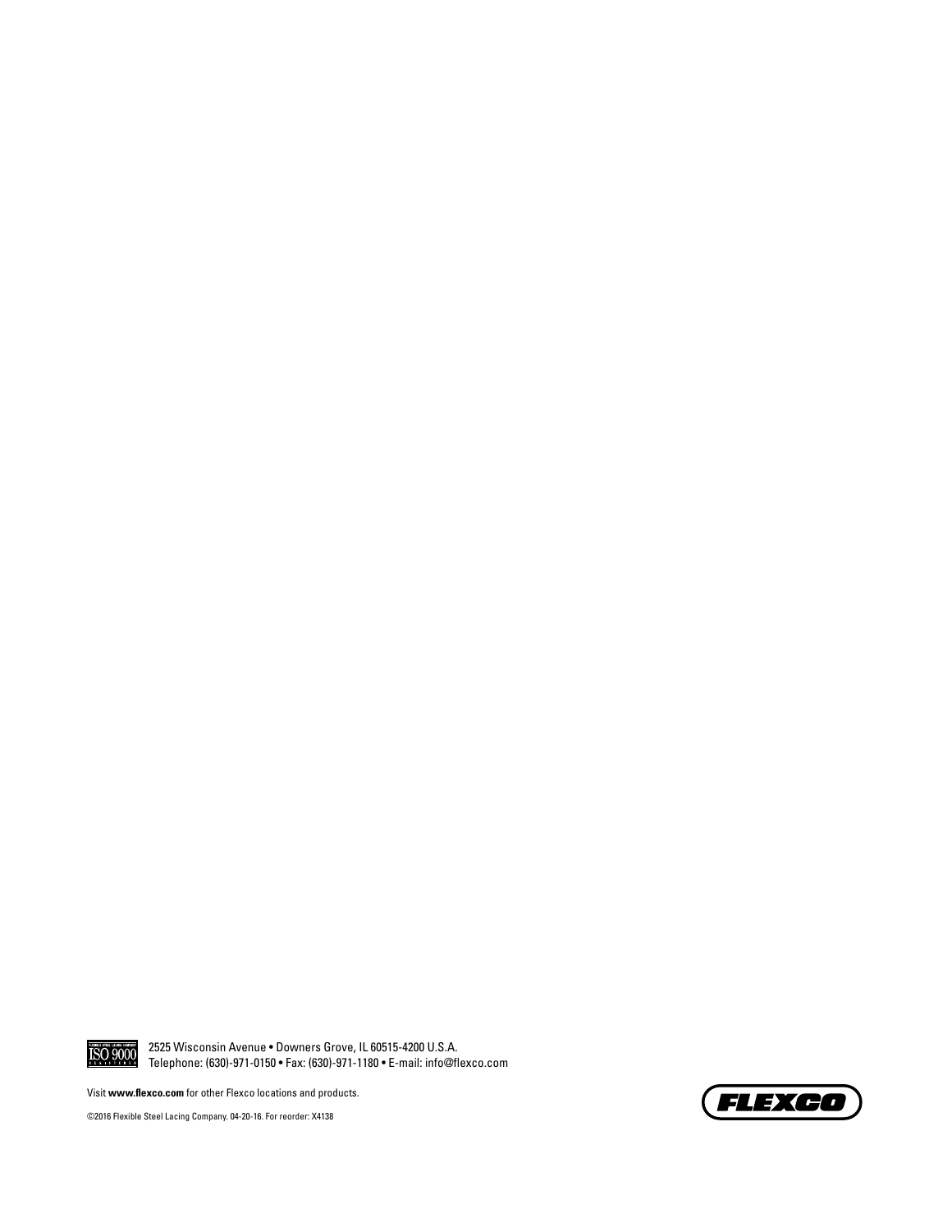ISO 9000

2525 Wisconsin Avenue • Downers Grove, IL 60515-4200 U.S.A.
Telephone: (630)-971-0150 • Fax: (630)-971-1180 • E-mail: info@flexco.com

Visit **www.flexco.com** for other Flexco locations and products.

©2016 Flexible Steel Lacing Company. 04-20-16. For reorder: X4138

FLEXCO